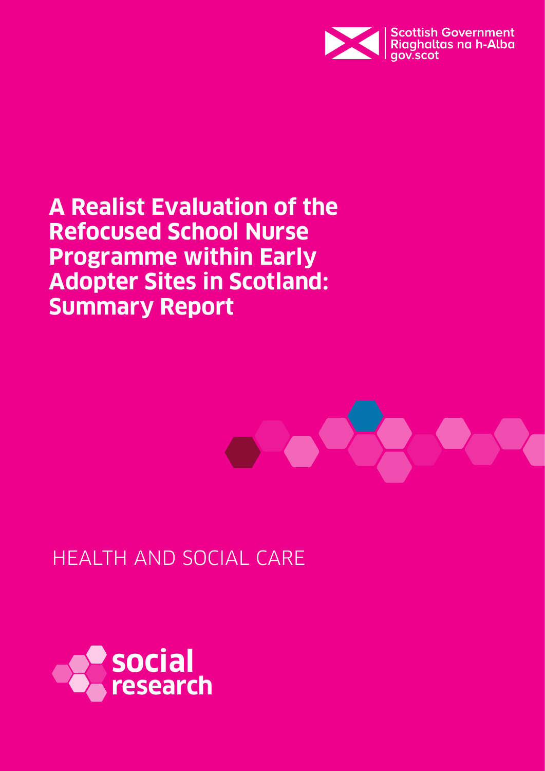Scottish Government
Riaghaltas na h-Alba
gov.scot

# A Realist Evaluation of the Refocused School Nurse Programme within Early Adopter Sites in Scotland: Summary Report

HEALTH AND SOCIAL CARE

social research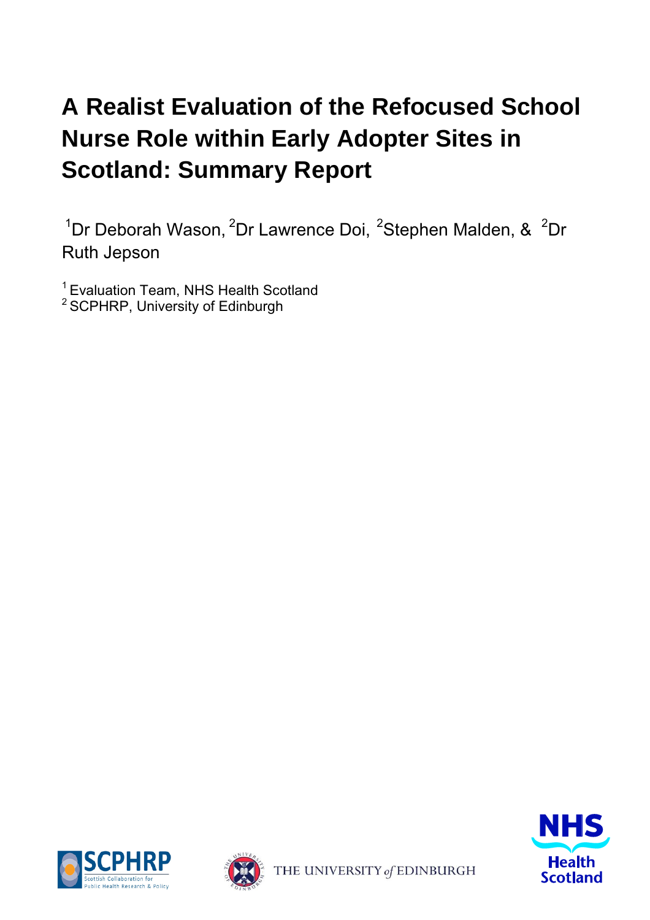# A Realist Evaluation of the Refocused School Nurse Role within Early Adopter Sites in Scotland: Summary Report

[1]Dr Deborah Wason, [2]Dr Lawrence Doi, [2]Stephen Malden, & [2]Dr Ruth Jepson

[1] Evaluation Team, NHS Health Scotland
[2] SCPHRP, University of Edinburgh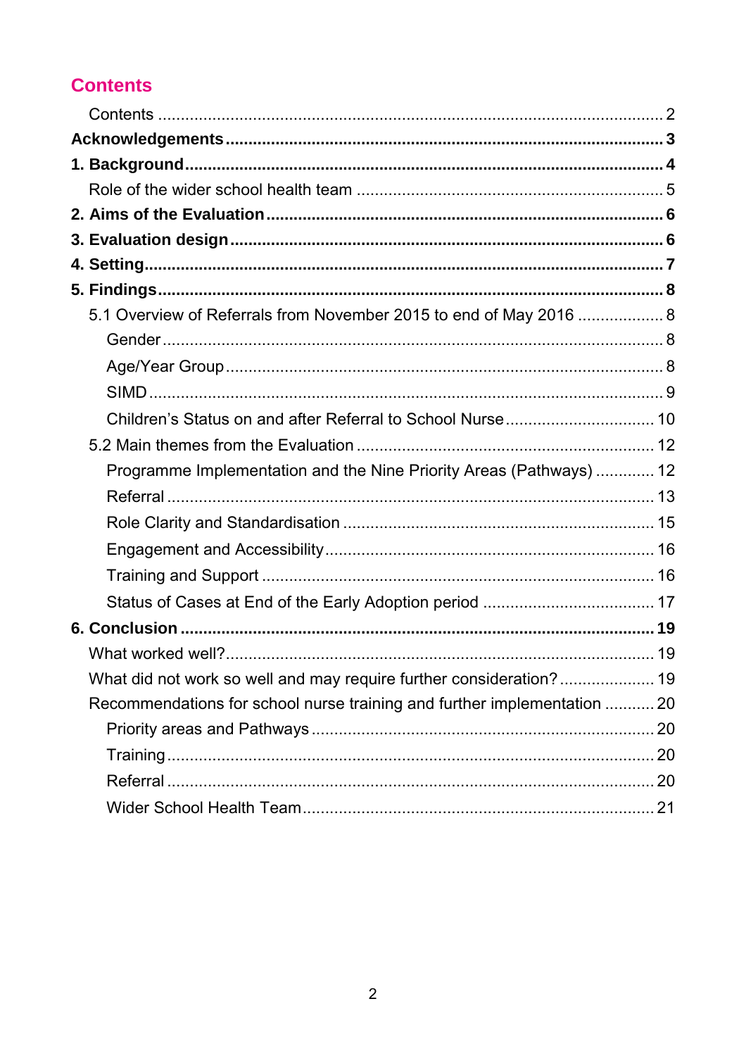## Contents

Contents ..... 2

**Acknowledgements ..... 3**

**1. Background ..... 4**

Role of the wider school health team ..... 5

**2. Aims of the Evaluation ..... 6**

**3. Evaluation design ..... 6**

**4. Setting ..... 7**

**5. Findings ..... 8**

5.1 Overview of Referrals from November 2015 to end of May 2016 ..... 8

- Gender ..... 8
- Age/Year Group ..... 8
- SIMD ..... 9
- Children's Status on and after Referral to School Nurse ..... 10

5.2 Main themes from the Evaluation ..... 12

- Programme Implementation and the Nine Priority Areas (Pathways) ..... 12
- Referral ..... 13
- Role Clarity and Standardisation ..... 15
- Engagement and Accessibility ..... 16
- Training and Support ..... 16
- Status of Cases at End of the Early Adoption period ..... 17

**6. Conclusion ..... 19**

What worked well? ..... 19

What did not work so well and may require further consideration? ..... 19

Recommendations for school nurse training and further implementation ..... 20

- Priority areas and Pathways ..... 20
- Training ..... 20
- Referral ..... 20
- Wider School Health Team ..... 21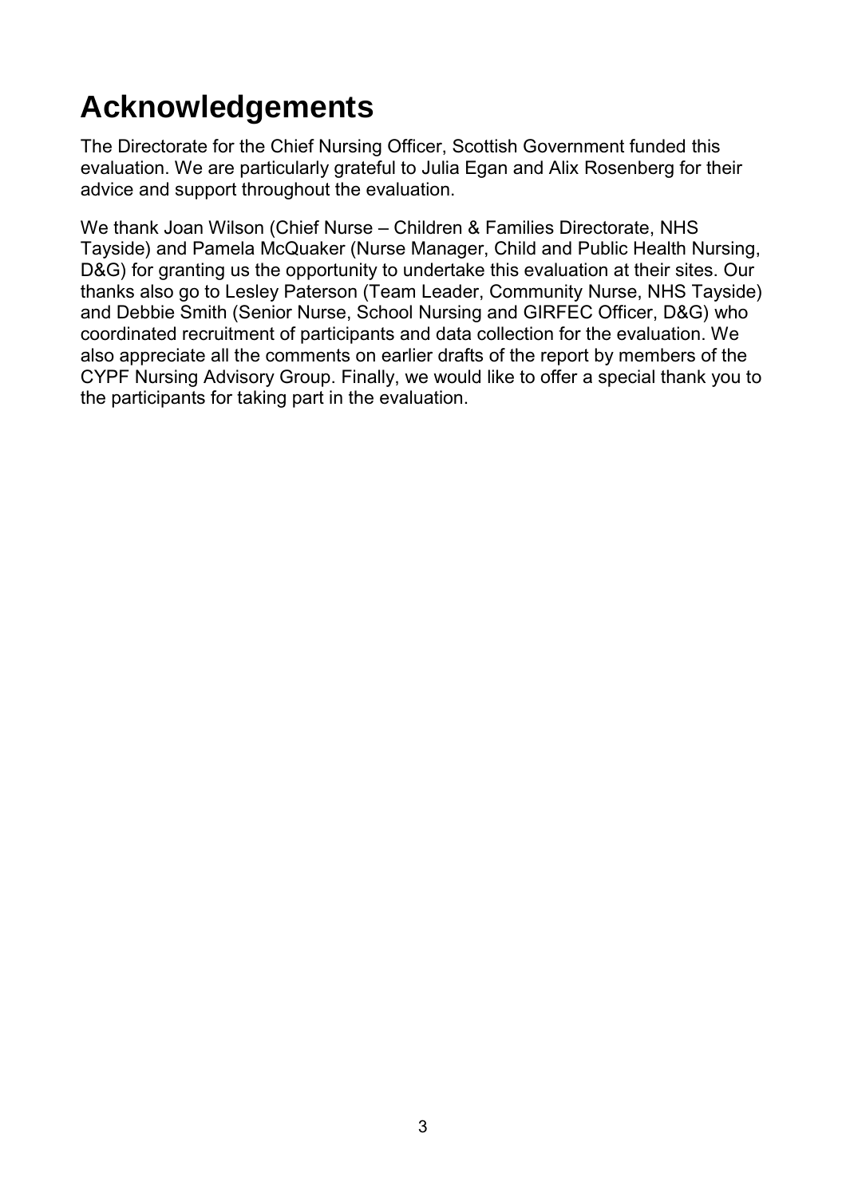# Acknowledgements

The Directorate for the Chief Nursing Officer, Scottish Government funded this evaluation. We are particularly grateful to Julia Egan and Alix Rosenberg for their advice and support throughout the evaluation.

We thank Joan Wilson (Chief Nurse – Children & Families Directorate, NHS Tayside) and Pamela McQuaker (Nurse Manager, Child and Public Health Nursing, D&G) for granting us the opportunity to undertake this evaluation at their sites. Our thanks also go to Lesley Paterson (Team Leader, Community Nurse, NHS Tayside) and Debbie Smith (Senior Nurse, School Nursing and GIRFEC Officer, D&G) who coordinated recruitment of participants and data collection for the evaluation. We also appreciate all the comments on earlier drafts of the report by members of the CYPF Nursing Advisory Group. Finally, we would like to offer a special thank you to the participants for taking part in the evaluation.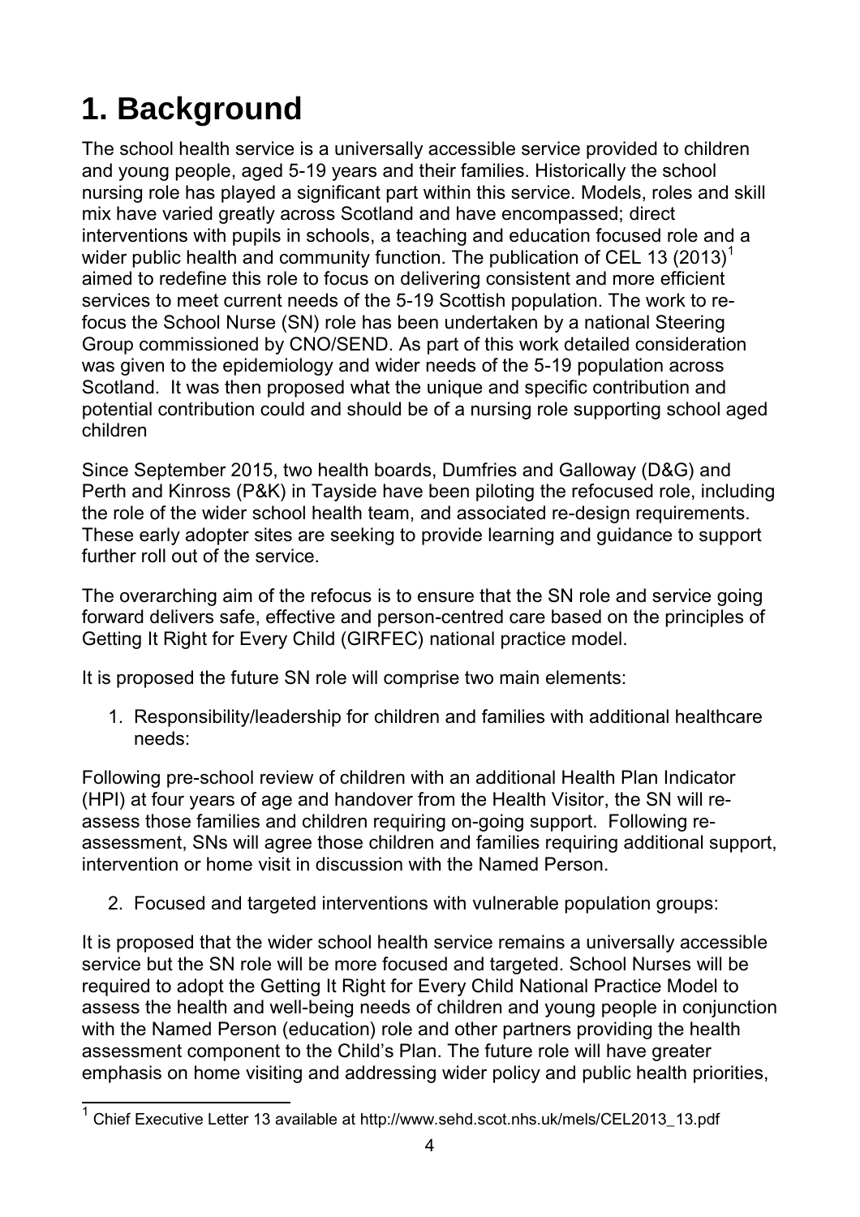# 1. Background

The school health service is a universally accessible service provided to children and young people, aged 5-19 years and their families. Historically the school nursing role has played a significant part within this service. Models, roles and skill mix have varied greatly across Scotland and have encompassed; direct interventions with pupils in schools, a teaching and education focused role and a wider public health and community function. The publication of CEL 13 (2013)[1] aimed to redefine this role to focus on delivering consistent and more efficient services to meet current needs of the 5-19 Scottish population. The work to re-focus the School Nurse (SN) role has been undertaken by a national Steering Group commissioned by CNO/SEND. As part of this work detailed consideration was given to the epidemiology and wider needs of the 5-19 population across Scotland. It was then proposed what the unique and specific contribution and potential contribution could and should be of a nursing role supporting school aged children

Since September 2015, two health boards, Dumfries and Galloway (D&G) and Perth and Kinross (P&K) in Tayside have been piloting the refocused role, including the role of the wider school health team, and associated re-design requirements. These early adopter sites are seeking to provide learning and guidance to support further roll out of the service.

The overarching aim of the refocus is to ensure that the SN role and service going forward delivers safe, effective and person-centred care based on the principles of Getting It Right for Every Child (GIRFEC) national practice model.

It is proposed the future SN role will comprise two main elements:

1. Responsibility/leadership for children and families with additional healthcare needs:

Following pre-school review of children with an additional Health Plan Indicator (HPI) at four years of age and handover from the Health Visitor, the SN will re-assess those families and children requiring on-going support. Following re-assessment, SNs will agree those children and families requiring additional support, intervention or home visit in discussion with the Named Person.

2. Focused and targeted interventions with vulnerable population groups:

It is proposed that the wider school health service remains a universally accessible service but the SN role will be more focused and targeted. School Nurses will be required to adopt the Getting It Right for Every Child National Practice Model to assess the health and well-being needs of children and young people in conjunction with the Named Person (education) role and other partners providing the health assessment component to the Child's Plan. The future role will have greater emphasis on home visiting and addressing wider policy and public health priorities,

[1] Chief Executive Letter 13 available at http://www.sehd.scot.nhs.uk/mels/CEL2013_13.pdf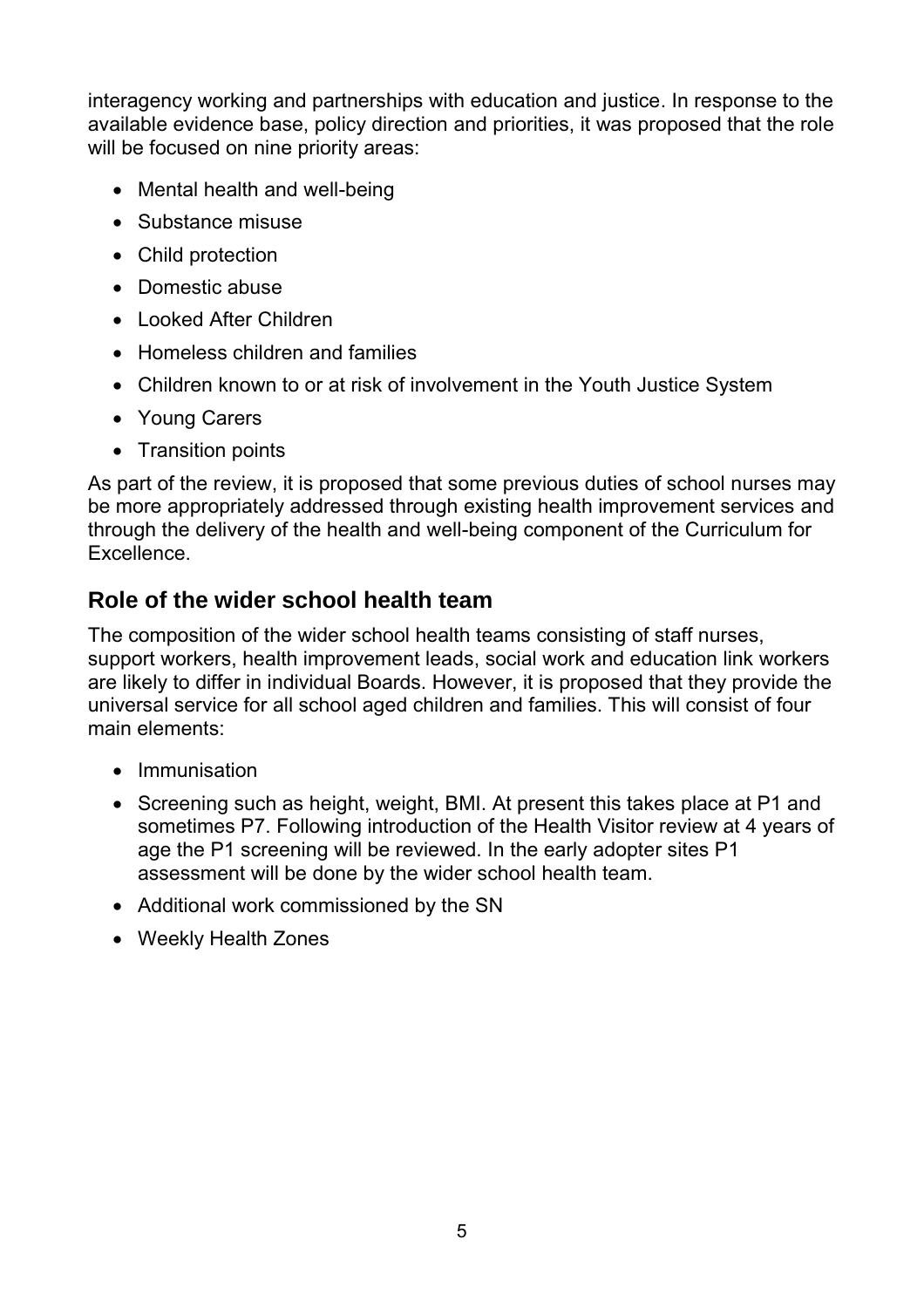interagency working and partnerships with education and justice. In response to the available evidence base, policy direction and priorities, it was proposed that the role will be focused on nine priority areas:

- Mental health and well-being
- Substance misuse
- Child protection
- Domestic abuse
- Looked After Children
- Homeless children and families
- Children known to or at risk of involvement in the Youth Justice System
- Young Carers
- Transition points

As part of the review, it is proposed that some previous duties of school nurses may be more appropriately addressed through existing health improvement services and through the delivery of the health and well-being component of the Curriculum for Excellence.

## Role of the wider school health team

The composition of the wider school health teams consisting of staff nurses, support workers, health improvement leads, social work and education link workers are likely to differ in individual Boards. However, it is proposed that they provide the universal service for all school aged children and families. This will consist of four main elements:

- Immunisation
- Screening such as height, weight, BMI. At present this takes place at P1 and sometimes P7. Following introduction of the Health Visitor review at 4 years of age the P1 screening will be reviewed. In the early adopter sites P1 assessment will be done by the wider school health team.
- Additional work commissioned by the SN
- Weekly Health Zones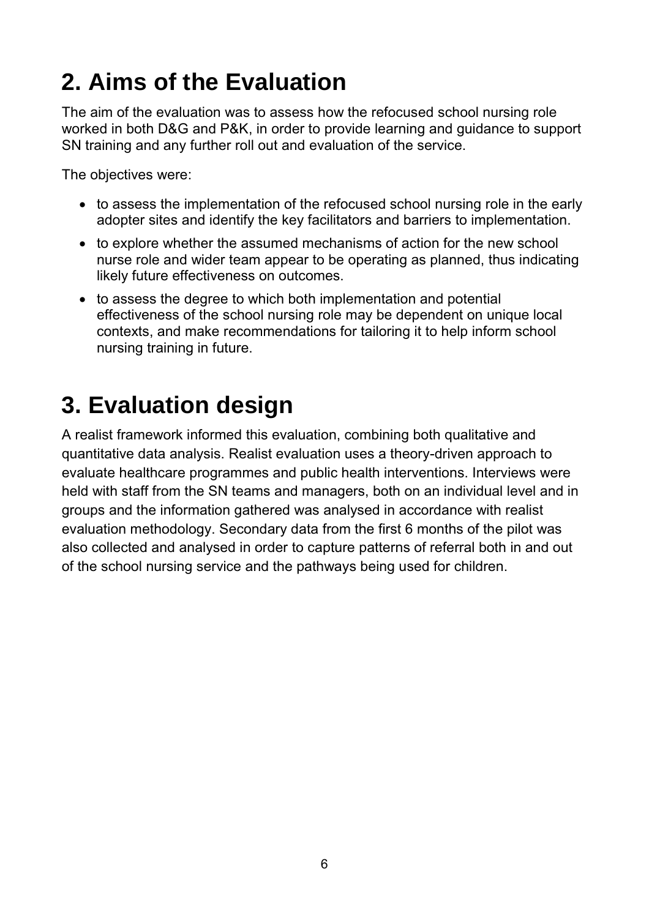# 2. Aims of the Evaluation

The aim of the evaluation was to assess how the refocused school nursing role worked in both D&G and P&K, in order to provide learning and guidance to support SN training and any further roll out and evaluation of the service.

The objectives were:

- to assess the implementation of the refocused school nursing role in the early adopter sites and identify the key facilitators and barriers to implementation.
- to explore whether the assumed mechanisms of action for the new school nurse role and wider team appear to be operating as planned, thus indicating likely future effectiveness on outcomes.
- to assess the degree to which both implementation and potential effectiveness of the school nursing role may be dependent on unique local contexts, and make recommendations for tailoring it to help inform school nursing training in future.

# 3. Evaluation design

A realist framework informed this evaluation, combining both qualitative and quantitative data analysis. Realist evaluation uses a theory-driven approach to evaluate healthcare programmes and public health interventions. Interviews were held with staff from the SN teams and managers, both on an individual level and in groups and the information gathered was analysed in accordance with realist evaluation methodology. Secondary data from the first 6 months of the pilot was also collected and analysed in order to capture patterns of referral both in and out of the school nursing service and the pathways being used for children.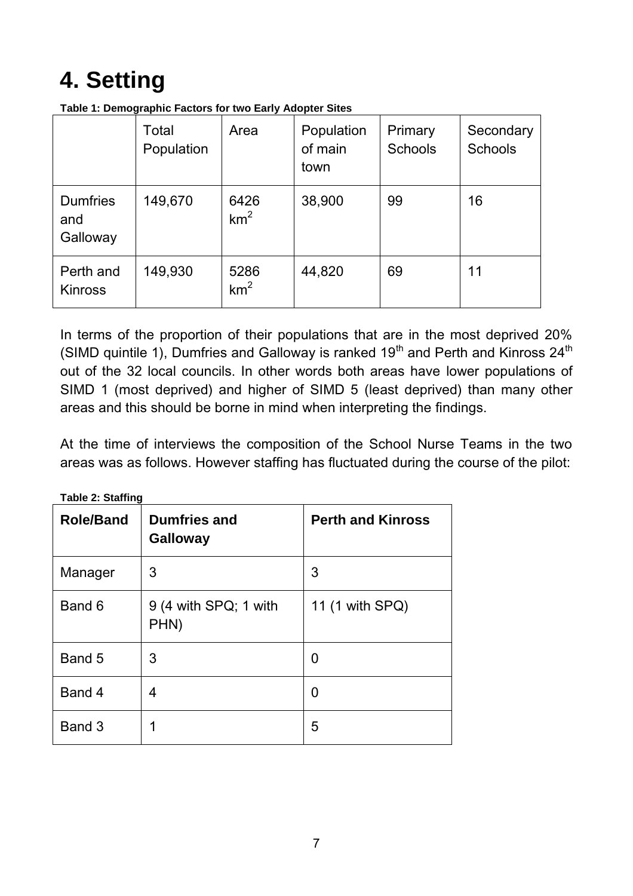# 4. Setting

**Table 1: Demographic Factors for two Early Adopter Sites**

| | Total Population | Area | Population of main town | Primary Schools | Secondary Schools |
|---|---|---|---|---|---|
| Dumfries and Galloway | 149,670 | 6426 $km^2$ | 38,900 | 99 | 16 |
| Perth and Kinross | 149,930 | 5286 $km^2$ | 44,820 | 69 | 11 |

In terms of the proportion of their populations that are in the most deprived 20% (SIMD quintile 1), Dumfries and Galloway is ranked 19th and Perth and Kinross 24th out of the 32 local councils. In other words both areas have lower populations of SIMD 1 (most deprived) and higher of SIMD 5 (least deprived) than many other areas and this should be borne in mind when interpreting the findings.

At the time of interviews the composition of the School Nurse Teams in the two areas was as follows. However staffing has fluctuated during the course of the pilot:

**Table 2: Staffing**

| Role/Band | Dumfries and Galloway | Perth and Kinross |
|---|---|---|
| Manager | 3 | 3 |
| Band 6 | 9 (4 with SPQ; 1 with PHN) | 11 (1 with SPQ) |
| Band 5 | 3 | 0 |
| Band 4 | 4 | 0 |
| Band 3 | 1 | 5 |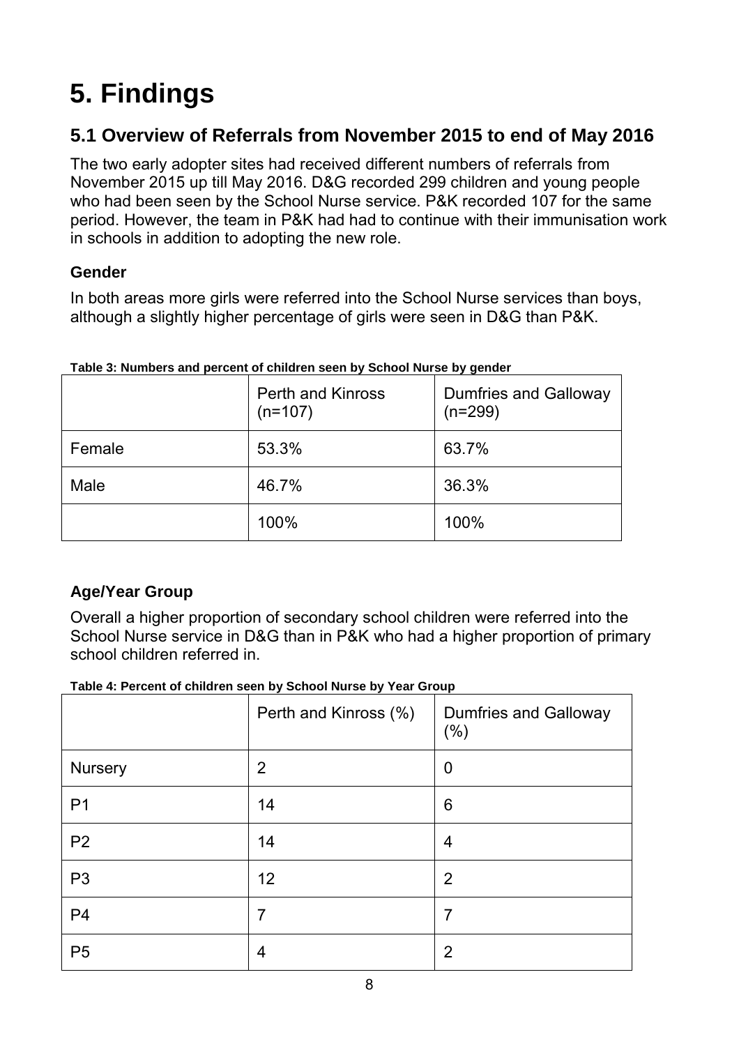# 5. Findings

## 5.1 Overview of Referrals from November 2015 to end of May 2016

The two early adopter sites had received different numbers of referrals from November 2015 up till May 2016. D&G recorded 299 children and young people who had been seen by the School Nurse service. P&K recorded 107 for the same period. However, the team in P&K had had to continue with their immunisation work in schools in addition to adopting the new role.

### Gender

In both areas more girls were referred into the School Nurse services than boys, although a slightly higher percentage of girls were seen in D&G than P&K.

**Table 3: Numbers and percent of children seen by School Nurse by gender**

| | Perth and Kinross (n=107) | Dumfries and Galloway (n=299) |
|---|---|---|
| Female | 53.3% | 63.7% |
| Male | 46.7% | 36.3% |
| | 100% | 100% |

### Age/Year Group

Overall a higher proportion of secondary school children were referred into the School Nurse service in D&G than in P&K who had a higher proportion of primary school children referred in.

**Table 4: Percent of children seen by School Nurse by Year Group**

| | Perth and Kinross (%) | Dumfries and Galloway (%) |
|---|---|---|
| Nursery | 2 | 0 |
| P1 | 14 | 6 |
| P2 | 14 | 4 |
| P3 | 12 | 2 |
| P4 | 7 | 7 |
| P5 | 4 | 2 |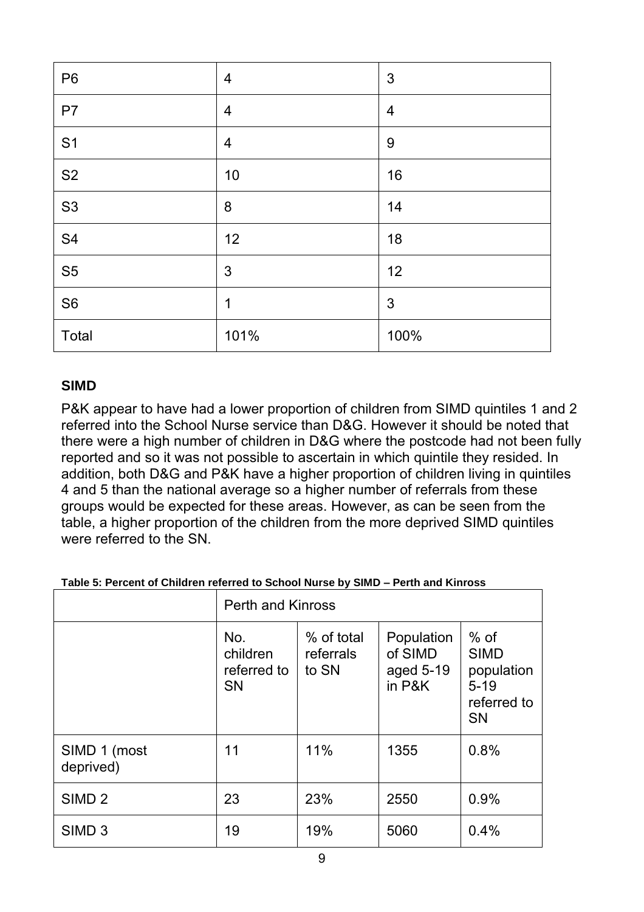| P6 | 4 | 3 |
|---|---|---|
| P7 | 4 | 4 |
| S1 | 4 | 9 |
| S2 | 10 | 16 |
| S3 | 8 | 14 |
| S4 | 12 | 18 |
| S5 | 3 | 12 |
| S6 | 1 | 3 |
| Total | 101% | 100% |

**SIMD**

P&K appear to have had a lower proportion of children from SIMD quintiles 1 and 2 referred into the School Nurse service than D&G. However it should be noted that there were a high number of children in D&G where the postcode had not been fully reported and so it was not possible to ascertain in which quintile they resided. In addition, both D&G and P&K have a higher proportion of children living in quintiles 4 and 5 than the national average so a higher number of referrals from these groups would be expected for these areas. However, as can be seen from the table, a higher proportion of the children from the more deprived SIMD quintiles were referred to the SN.

**Table 5: Percent of Children referred to School Nurse by SIMD – Perth and Kinross**

| | Perth and Kinross | | | |
|---|---|---|---|---|
| | No. children referred to SN | % of total referrals to SN | Population of SIMD aged 5-19 in P&K | % of SIMD population 5-19 referred to SN |
| SIMD 1 (most deprived) | 11 | 11% | 1355 | 0.8% |
| SIMD 2 | 23 | 23% | 2550 | 0.9% |
| SIMD 3 | 19 | 19% | 5060 | 0.4% |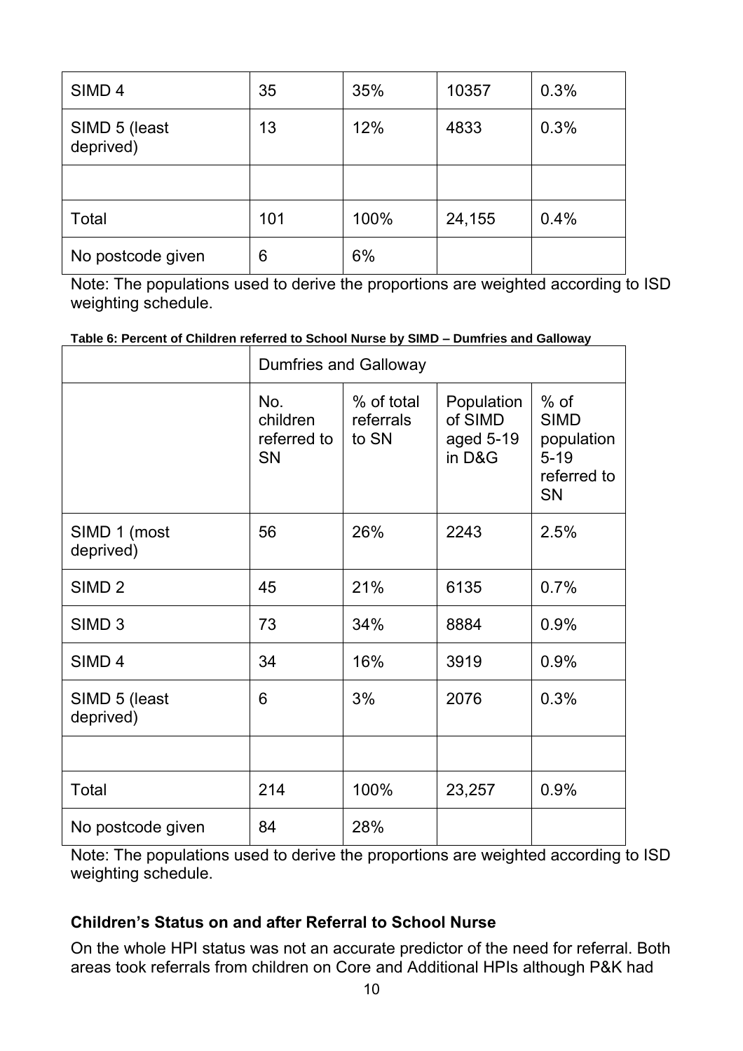| SIMD 4 | 35 | 35% | 10357 | 0.3% |
|---|---|---|---|---|
| SIMD 5 (least deprived) | 13 | 12% | 4833 | 0.3% |
| | | | | |
| Total | 101 | 100% | 24,155 | 0.4% |
| No postcode given | 6 | 6% | | |

Note: The populations used to derive the proportions are weighted according to ISD weighting schedule.

**Table 6: Percent of Children referred to School Nurse by SIMD – Dumfries and Galloway**

| | Dumfries and Galloway | | | |
|---|---|---|---|---|
| | No. children referred to SN | % of total referrals to SN | Population of SIMD aged 5-19 in D&G | % of SIMD population 5-19 referred to SN |
| SIMD 1 (most deprived) | 56 | 26% | 2243 | 2.5% |
| SIMD 2 | 45 | 21% | 6135 | 0.7% |
| SIMD 3 | 73 | 34% | 8884 | 0.9% |
| SIMD 4 | 34 | 16% | 3919 | 0.9% |
| SIMD 5 (least deprived) | 6 | 3% | 2076 | 0.3% |
| | | | | |
| Total | 214 | 100% | 23,257 | 0.9% |
| No postcode given | 84 | 28% | | |

Note: The populations used to derive the proportions are weighted according to ISD weighting schedule.

### Children's Status on and after Referral to School Nurse

On the whole HPI status was not an accurate predictor of the need for referral. Both areas took referrals from children on Core and Additional HPIs although P&K had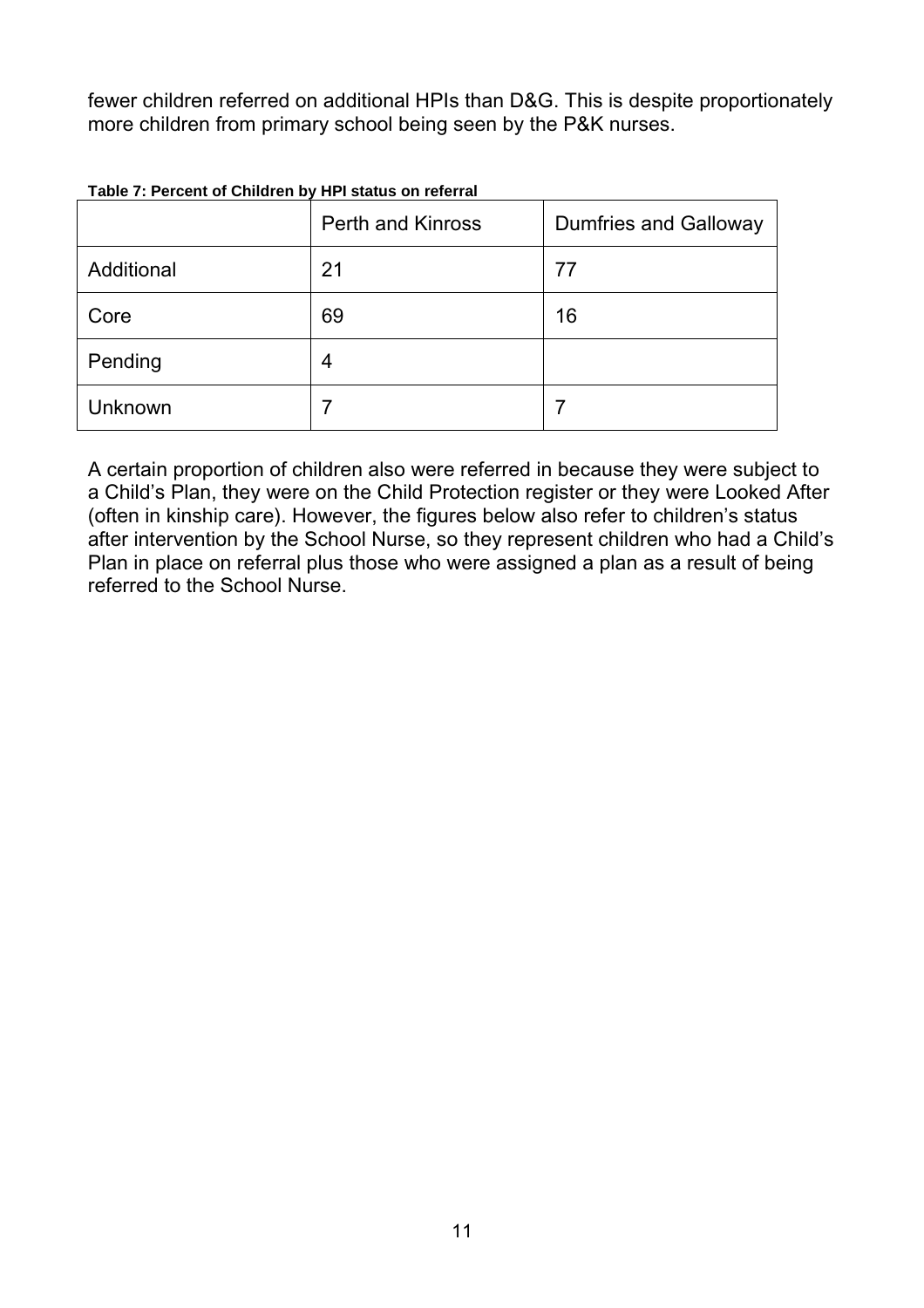fewer children referred on additional HPIs than D&G. This is despite proportionately more children from primary school being seen by the P&K nurses.

**Table 7: Percent of Children by HPI status on referral**

| | Perth and Kinross | Dumfries and Galloway |
|---|---|---|
| Additional | 21 | 77 |
| Core | 69 | 16 |
| Pending | 4 | |
| Unknown | 7 | 7 |

A certain proportion of children also were referred in because they were subject to a Child's Plan, they were on the Child Protection register or they were Looked After (often in kinship care). However, the figures below also refer to children's status after intervention by the School Nurse, so they represent children who had a Child's Plan in place on referral plus those who were assigned a plan as a result of being referred to the School Nurse.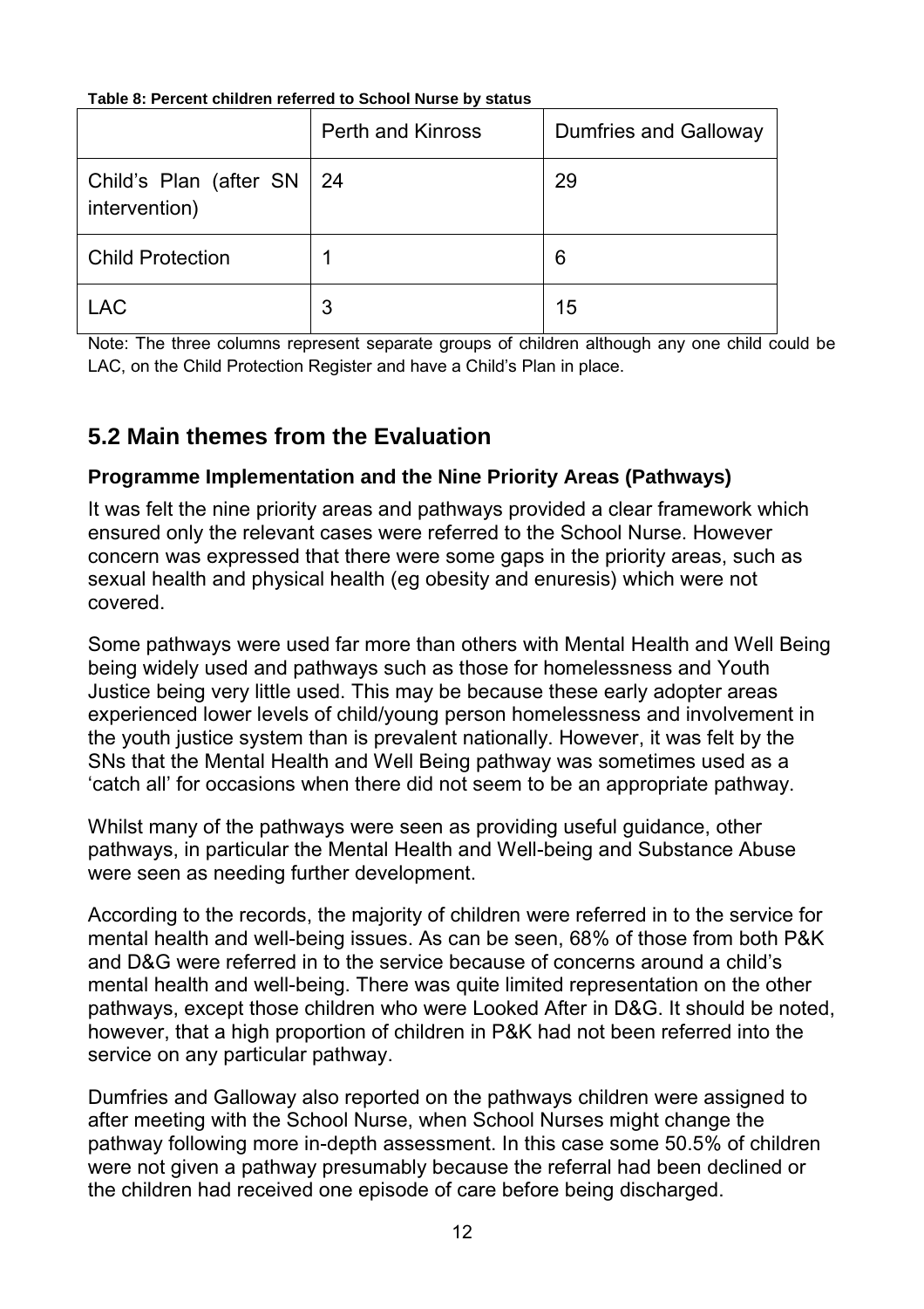**Table 8: Percent children referred to School Nurse by status**

| | Perth and Kinross | Dumfries and Galloway |
|---|---|---|
| Child's Plan (after SN intervention) | 24 | 29 |
| Child Protection | 1 | 6 |
| LAC | 3 | 15 |

Note: The three columns represent separate groups of children although any one child could be LAC, on the Child Protection Register and have a Child's Plan in place.

## 5.2 Main themes from the Evaluation

### Programme Implementation and the Nine Priority Areas (Pathways)

It was felt the nine priority areas and pathways provided a clear framework which ensured only the relevant cases were referred to the School Nurse. However concern was expressed that there were some gaps in the priority areas, such as sexual health and physical health (eg obesity and enuresis) which were not covered.

Some pathways were used far more than others with Mental Health and Well Being being widely used and pathways such as those for homelessness and Youth Justice being very little used. This may be because these early adopter areas experienced lower levels of child/young person homelessness and involvement in the youth justice system than is prevalent nationally. However, it was felt by the SNs that the Mental Health and Well Being pathway was sometimes used as a 'catch all' for occasions when there did not seem to be an appropriate pathway.

Whilst many of the pathways were seen as providing useful guidance, other pathways, in particular the Mental Health and Well-being and Substance Abuse were seen as needing further development.

According to the records, the majority of children were referred in to the service for mental health and well-being issues. As can be seen, 68% of those from both P&K and D&G were referred in to the service because of concerns around a child's mental health and well-being. There was quite limited representation on the other pathways, except those children who were Looked After in D&G. It should be noted, however, that a high proportion of children in P&K had not been referred into the service on any particular pathway.

Dumfries and Galloway also reported on the pathways children were assigned to after meeting with the School Nurse, when School Nurses might change the pathway following more in-depth assessment. In this case some 50.5% of children were not given a pathway presumably because the referral had been declined or the children had received one episode of care before being discharged.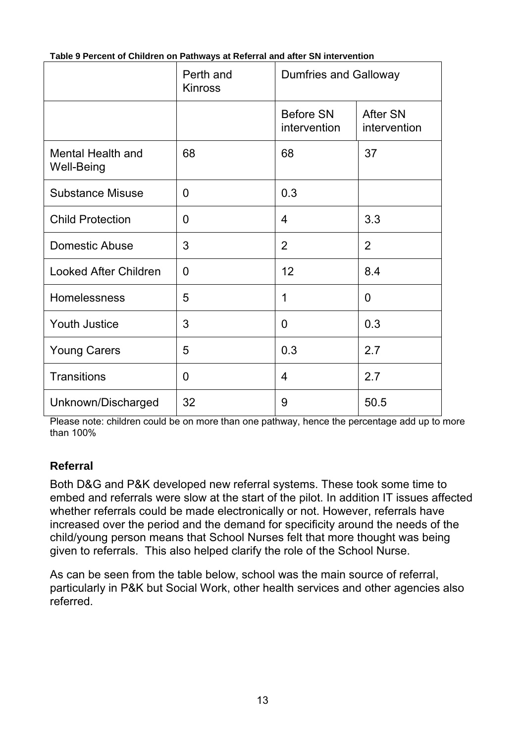**Table 9 Percent of Children on Pathways at Referral and after SN intervention**

| | Perth and Kinross | Dumfries and Galloway | |
|---|---|---|---|
| | | Before SN intervention | After SN intervention |
| Mental Health and Well-Being | 68 | 68 | 37 |
| Substance Misuse | 0 | 0.3 | |
| Child Protection | 0 | 4 | 3.3 |
| Domestic Abuse | 3 | 2 | 2 |
| Looked After Children | 0 | 12 | 8.4 |
| Homelessness | 5 | 1 | 0 |
| Youth Justice | 3 | 0 | 0.3 |
| Young Carers | 5 | 0.3 | 2.7 |
| Transitions | 0 | 4 | 2.7 |
| Unknown/Discharged | 32 | 9 | 50.5 |

Please note: children could be on more than one pathway, hence the percentage add up to more than 100%

## Referral

Both D&G and P&K developed new referral systems. These took some time to embed and referrals were slow at the start of the pilot. In addition IT issues affected whether referrals could be made electronically or not. However, referrals have increased over the period and the demand for specificity around the needs of the child/young person means that School Nurses felt that more thought was being given to referrals. This also helped clarify the role of the School Nurse.

As can be seen from the table below, school was the main source of referral, particularly in P&K but Social Work, other health services and other agencies also referred.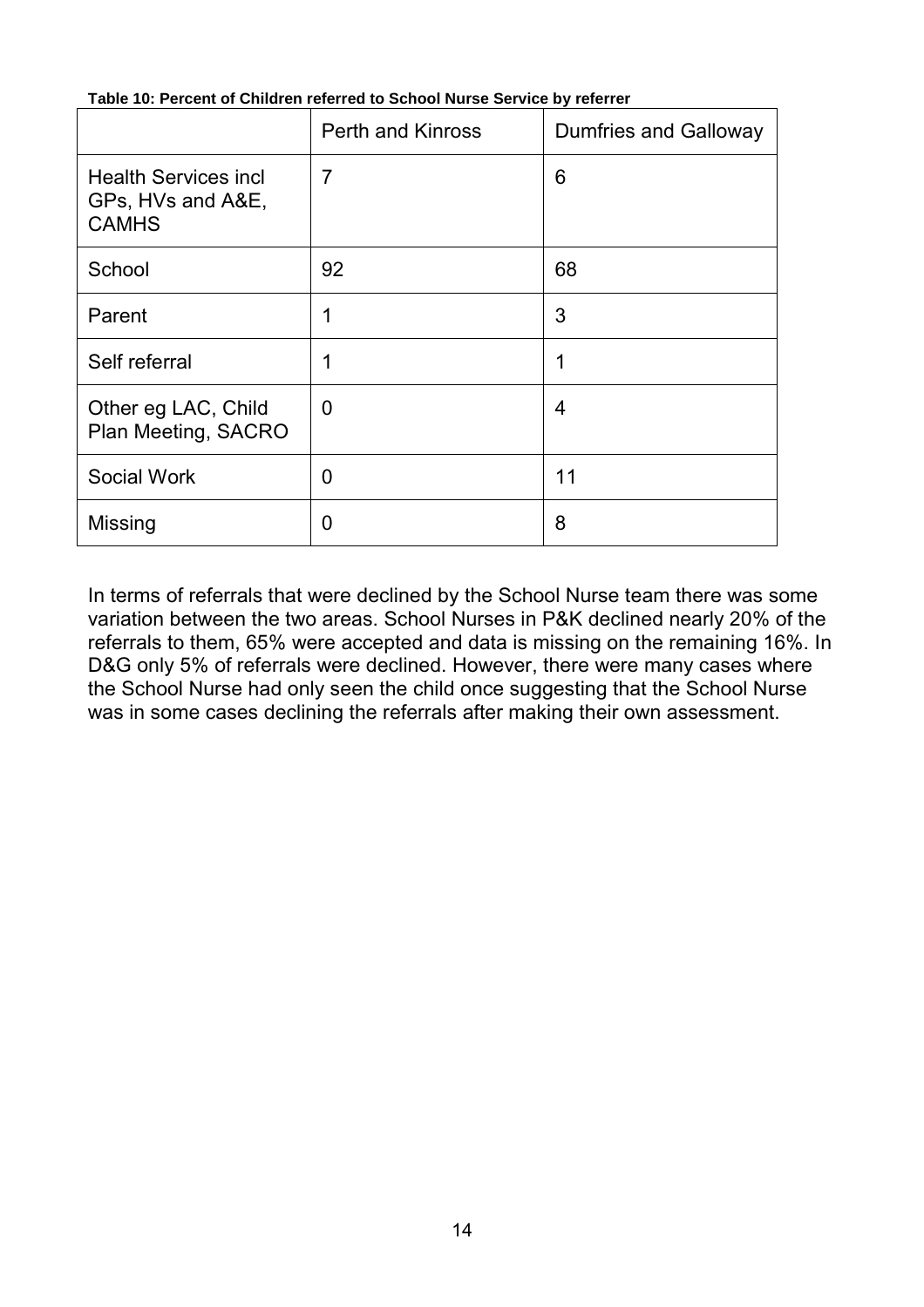**Table 10: Percent of Children referred to School Nurse Service by referrer**

| | Perth and Kinross | Dumfries and Galloway |
|---|---|---|
| Health Services incl GPs, HVs and A&E, CAMHS | 7 | 6 |
| School | 92 | 68 |
| Parent | 1 | 3 |
| Self referral | 1 | 1 |
| Other eg LAC, Child Plan Meeting, SACRO | 0 | 4 |
| Social Work | 0 | 11 |
| Missing | 0 | 8 |

In terms of referrals that were declined by the School Nurse team there was some variation between the two areas. School Nurses in P&K declined nearly 20% of the referrals to them, 65% were accepted and data is missing on the remaining 16%. In D&G only 5% of referrals were declined. However, there were many cases where the School Nurse had only seen the child once suggesting that the School Nurse was in some cases declining the referrals after making their own assessment.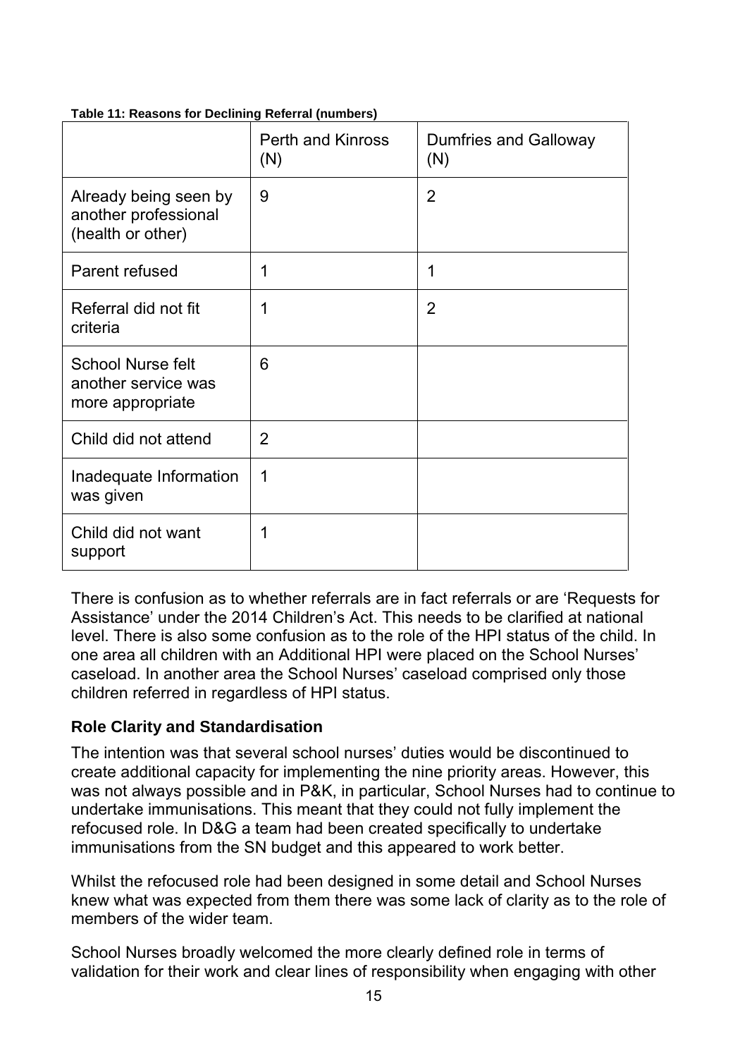**Table 11: Reasons for Declining Referral (numbers)**

| | Perth and Kinross (N) | Dumfries and Galloway (N) |
|---|---|---|
| Already being seen by another professional (health or other) | 9 | 2 |
| Parent refused | 1 | 1 |
| Referral did not fit criteria | 1 | 2 |
| School Nurse felt another service was more appropriate | 6 | |
| Child did not attend | 2 | |
| Inadequate Information was given | 1 | |
| Child did not want support | 1 | |

There is confusion as to whether referrals are in fact referrals or are 'Requests for Assistance' under the 2014 Children's Act. This needs to be clarified at national level. There is also some confusion as to the role of the HPI status of the child. In one area all children with an Additional HPI were placed on the School Nurses' caseload. In another area the School Nurses' caseload comprised only those children referred in regardless of HPI status.

### Role Clarity and Standardisation

The intention was that several school nurses' duties would be discontinued to create additional capacity for implementing the nine priority areas. However, this was not always possible and in P&K, in particular, School Nurses had to continue to undertake immunisations. This meant that they could not fully implement the refocused role. In D&G a team had been created specifically to undertake immunisations from the SN budget and this appeared to work better.

Whilst the refocused role had been designed in some detail and School Nurses knew what was expected from them there was some lack of clarity as to the role of members of the wider team.

School Nurses broadly welcomed the more clearly defined role in terms of validation for their work and clear lines of responsibility when engaging with other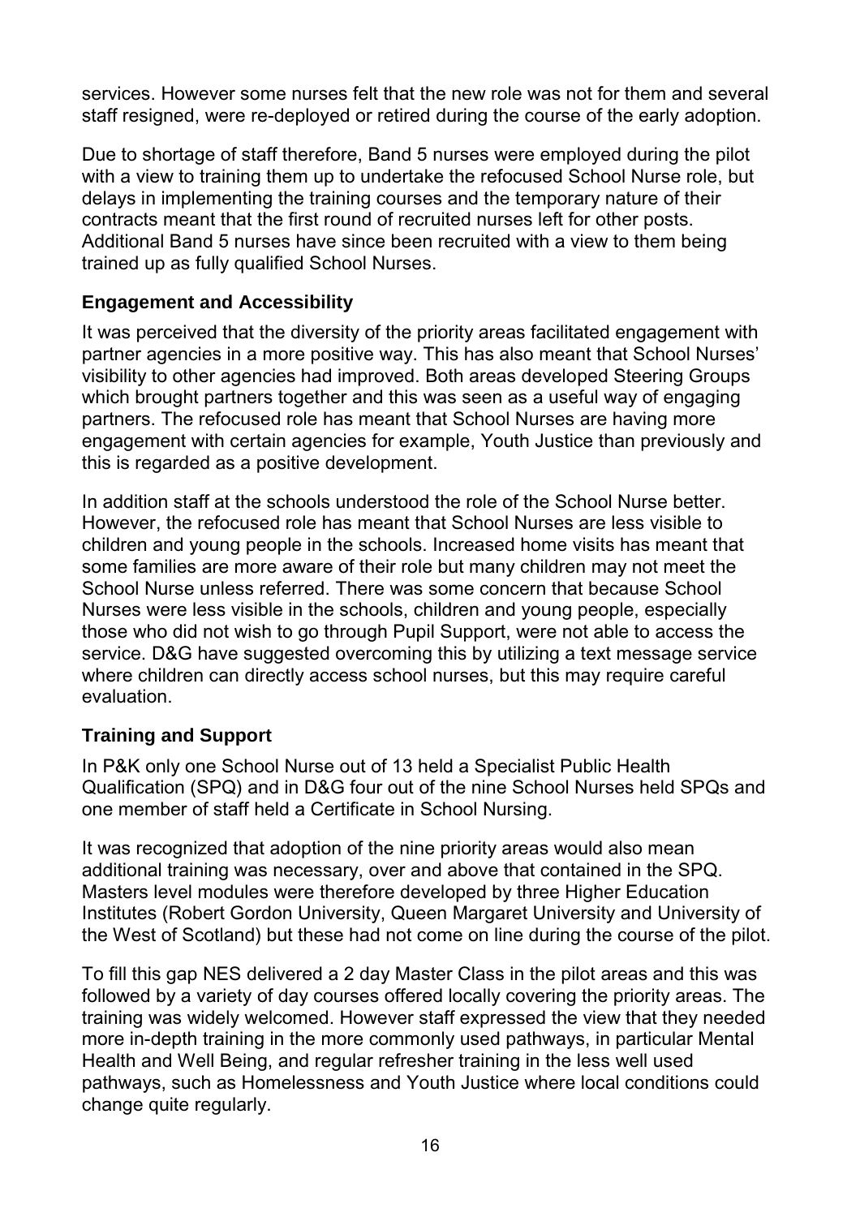services. However some nurses felt that the new role was not for them and several staff resigned, were re-deployed or retired during the course of the early adoption.

Due to shortage of staff therefore, Band 5 nurses were employed during the pilot with a view to training them up to undertake the refocused School Nurse role, but delays in implementing the training courses and the temporary nature of their contracts meant that the first round of recruited nurses left for other posts. Additional Band 5 nurses have since been recruited with a view to them being trained up as fully qualified School Nurses.

### Engagement and Accessibility

It was perceived that the diversity of the priority areas facilitated engagement with partner agencies in a more positive way. This has also meant that School Nurses' visibility to other agencies had improved. Both areas developed Steering Groups which brought partners together and this was seen as a useful way of engaging partners. The refocused role has meant that School Nurses are having more engagement with certain agencies for example, Youth Justice than previously and this is regarded as a positive development.

In addition staff at the schools understood the role of the School Nurse better. However, the refocused role has meant that School Nurses are less visible to children and young people in the schools. Increased home visits has meant that some families are more aware of their role but many children may not meet the School Nurse unless referred. There was some concern that because School Nurses were less visible in the schools, children and young people, especially those who did not wish to go through Pupil Support, were not able to access the service. D&G have suggested overcoming this by utilizing a text message service where children can directly access school nurses, but this may require careful evaluation.

### Training and Support

In P&K only one School Nurse out of 13 held a Specialist Public Health Qualification (SPQ) and in D&G four out of the nine School Nurses held SPQs and one member of staff held a Certificate in School Nursing.

It was recognized that adoption of the nine priority areas would also mean additional training was necessary, over and above that contained in the SPQ. Masters level modules were therefore developed by three Higher Education Institutes (Robert Gordon University, Queen Margaret University and University of the West of Scotland) but these had not come on line during the course of the pilot.

To fill this gap NES delivered a 2 day Master Class in the pilot areas and this was followed by a variety of day courses offered locally covering the priority areas. The training was widely welcomed. However staff expressed the view that they needed more in-depth training in the more commonly used pathways, in particular Mental Health and Well Being, and regular refresher training in the less well used pathways, such as Homelessness and Youth Justice where local conditions could change quite regularly.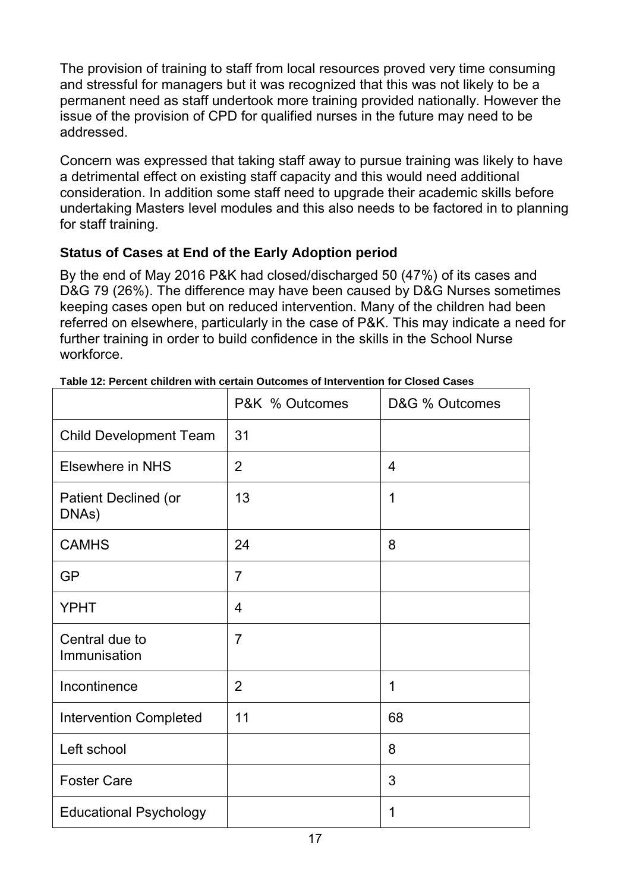The provision of training to staff from local resources proved very time consuming and stressful for managers but it was recognized that this was not likely to be a permanent need as staff undertook more training provided nationally. However the issue of the provision of CPD for qualified nurses in the future may need to be addressed.

Concern was expressed that taking staff away to pursue training was likely to have a detrimental effect on existing staff capacity and this would need additional consideration. In addition some staff need to upgrade their academic skills before undertaking Masters level modules and this also needs to be factored in to planning for staff training.

### Status of Cases at End of the Early Adoption period

By the end of May 2016 P&K had closed/discharged 50 (47%) of its cases and D&G 79 (26%). The difference may have been caused by D&G Nurses sometimes keeping cases open but on reduced intervention. Many of the children had been referred on elsewhere, particularly in the case of P&K. This may indicate a need for further training in order to build confidence in the skills in the School Nurse workforce.

**Table 12: Percent children with certain Outcomes of Intervention for Closed Cases**

| | P&K % Outcomes | D&G % Outcomes |
|---|---|---|
| Child Development Team | 31 | |
| Elsewhere in NHS | 2 | 4 |
| Patient Declined (or DNAs) | 13 | 1 |
| CAMHS | 24 | 8 |
| GP | 7 | |
| YPHT | 4 | |
| Central due to Immunisation | 7 | |
| Incontinence | 2 | 1 |
| Intervention Completed | 11 | 68 |
| Left school | | 8 |
| Foster Care | | 3 |
| Educational Psychology | | 1 |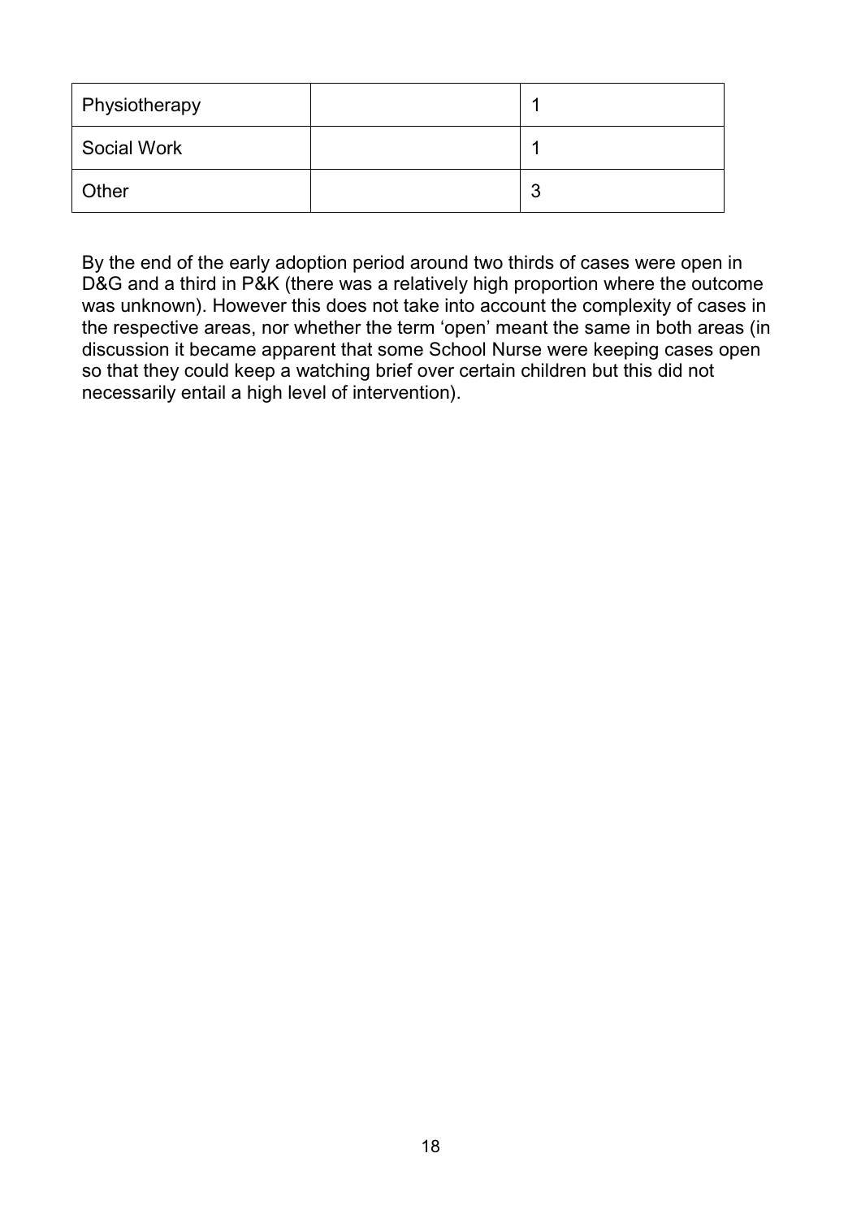| Physiotherapy | | 1 |
|---|---|---|
| Social Work | | 1 |
| Other | | 3 |

By the end of the early adoption period around two thirds of cases were open in D&G and a third in P&K (there was a relatively high proportion where the outcome was unknown). However this does not take into account the complexity of cases in the respective areas, nor whether the term 'open' meant the same in both areas (in discussion it became apparent that some School Nurse were keeping cases open so that they could keep a watching brief over certain children but this did not necessarily entail a high level of intervention).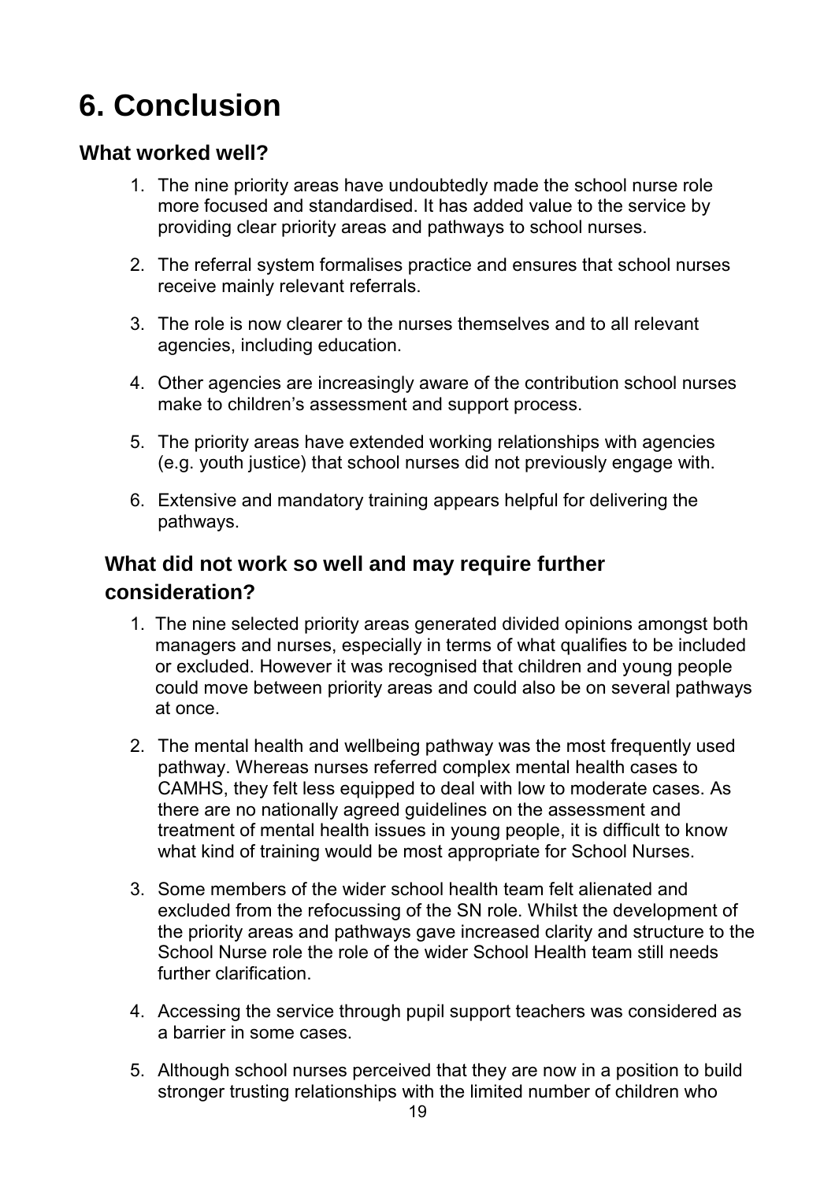# 6. Conclusion

## What worked well?

1. The nine priority areas have undoubtedly made the school nurse role more focused and standardised. It has added value to the service by providing clear priority areas and pathways to school nurses.

2. The referral system formalises practice and ensures that school nurses receive mainly relevant referrals.

3. The role is now clearer to the nurses themselves and to all relevant agencies, including education.

4. Other agencies are increasingly aware of the contribution school nurses make to children's assessment and support process.

5. The priority areas have extended working relationships with agencies (e.g. youth justice) that school nurses did not previously engage with.

6. Extensive and mandatory training appears helpful for delivering the pathways.

## What did not work so well and may require further consideration?

1. The nine selected priority areas generated divided opinions amongst both managers and nurses, especially in terms of what qualifies to be included or excluded. However it was recognised that children and young people could move between priority areas and could also be on several pathways at once.

2. The mental health and wellbeing pathway was the most frequently used pathway. Whereas nurses referred complex mental health cases to CAMHS, they felt less equipped to deal with low to moderate cases. As there are no nationally agreed guidelines on the assessment and treatment of mental health issues in young people, it is difficult to know what kind of training would be most appropriate for School Nurses.

3. Some members of the wider school health team felt alienated and excluded from the refocussing of the SN role. Whilst the development of the priority areas and pathways gave increased clarity and structure to the School Nurse role the role of the wider School Health team still needs further clarification.

4. Accessing the service through pupil support teachers was considered as a barrier in some cases.

5. Although school nurses perceived that they are now in a position to build stronger trusting relationships with the limited number of children who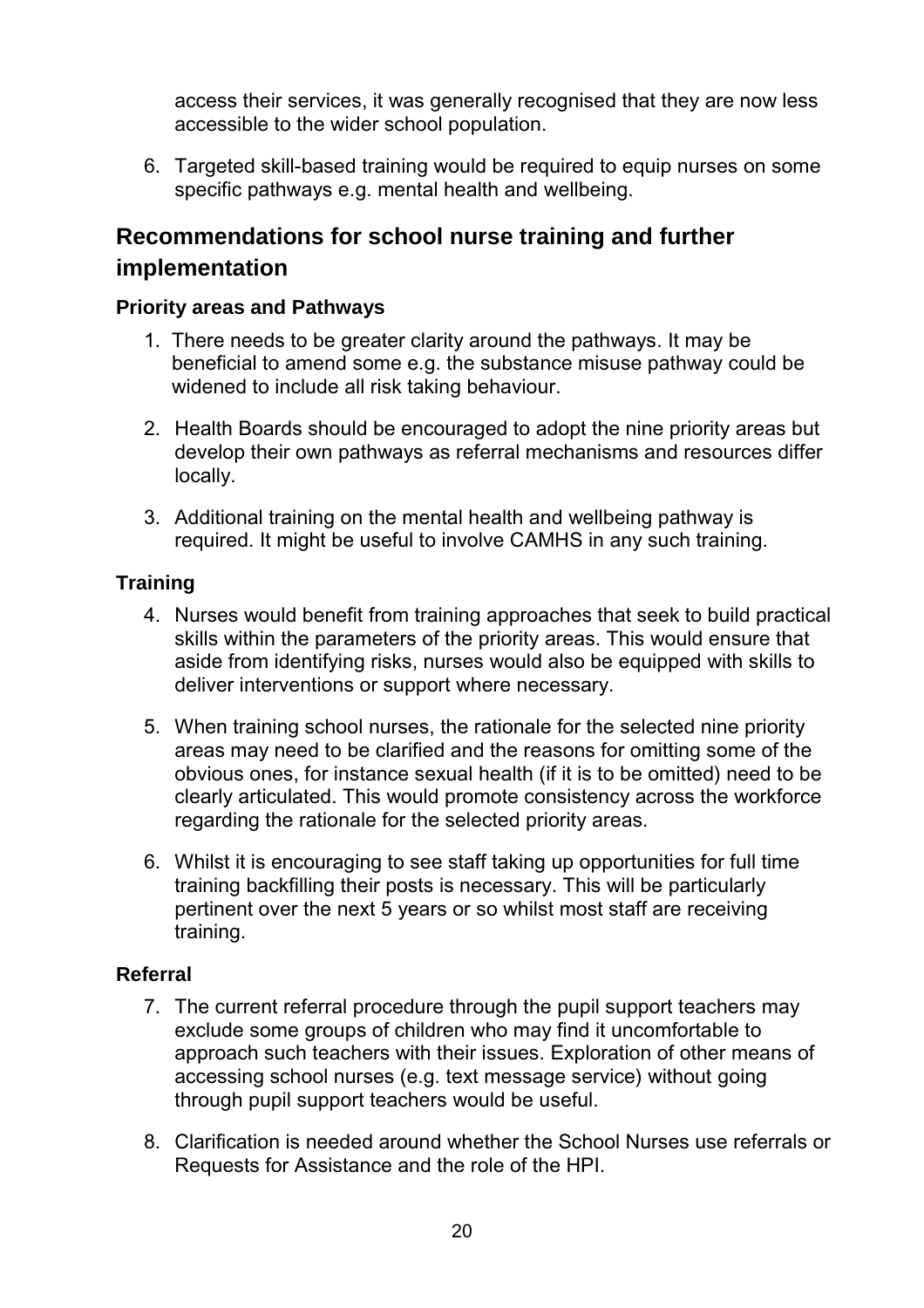access their services, it was generally recognised that they are now less accessible to the wider school population.

6. Targeted skill-based training would be required to equip nurses on some specific pathways e.g. mental health and wellbeing.

## Recommendations for school nurse training and further implementation

### Priority areas and Pathways

1. There needs to be greater clarity around the pathways. It may be beneficial to amend some e.g. the substance misuse pathway could be widened to include all risk taking behaviour.

2. Health Boards should be encouraged to adopt the nine priority areas but develop their own pathways as referral mechanisms and resources differ locally.

3. Additional training on the mental health and wellbeing pathway is required. It might be useful to involve CAMHS in any such training.

### Training

4. Nurses would benefit from training approaches that seek to build practical skills within the parameters of the priority areas. This would ensure that aside from identifying risks, nurses would also be equipped with skills to deliver interventions or support where necessary.

5. When training school nurses, the rationale for the selected nine priority areas may need to be clarified and the reasons for omitting some of the obvious ones, for instance sexual health (if it is to be omitted) need to be clearly articulated. This would promote consistency across the workforce regarding the rationale for the selected priority areas.

6. Whilst it is encouraging to see staff taking up opportunities for full time training backfilling their posts is necessary. This will be particularly pertinent over the next 5 years or so whilst most staff are receiving training.

### Referral

7. The current referral procedure through the pupil support teachers may exclude some groups of children who may find it uncomfortable to approach such teachers with their issues. Exploration of other means of accessing school nurses (e.g. text message service) without going through pupil support teachers would be useful.

8. Clarification is needed around whether the School Nurses use referrals or Requests for Assistance and the role of the HPI.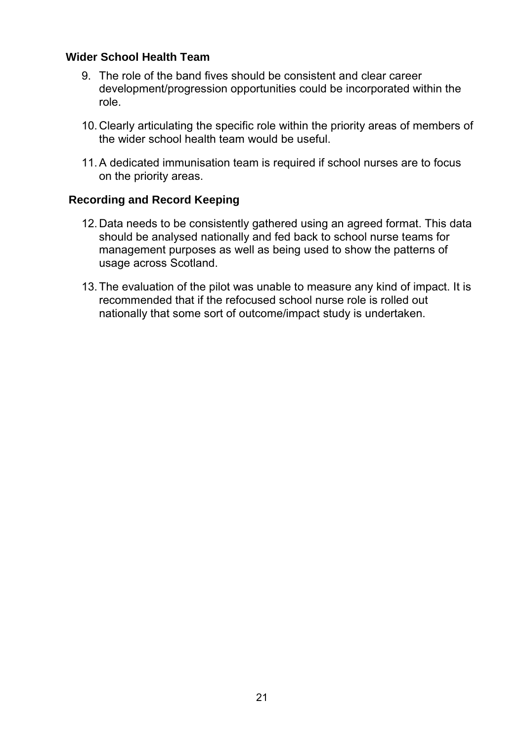**Wider School Health Team**

9. The role of the band fives should be consistent and clear career development/progression opportunities could be incorporated within the role.

10. Clearly articulating the specific role within the priority areas of members of the wider school health team would be useful.

11. A dedicated immunisation team is required if school nurses are to focus on the priority areas.

**Recording and Record Keeping**

12. Data needs to be consistently gathered using an agreed format. This data should be analysed nationally and fed back to school nurse teams for management purposes as well as being used to show the patterns of usage across Scotland.

13. The evaluation of the pilot was unable to measure any kind of impact. It is recommended that if the refocused school nurse role is rolled out nationally that some sort of outcome/impact study is undertaken.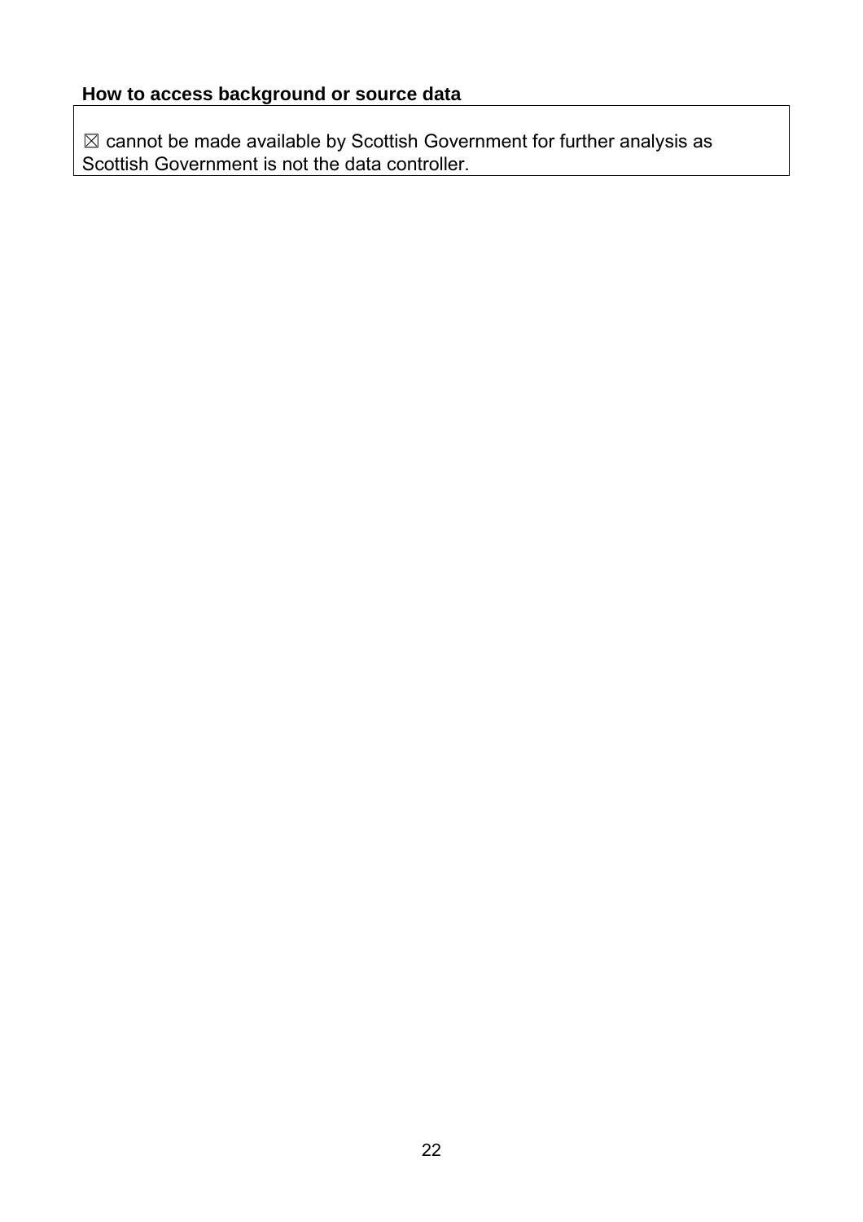**How to access background or source data**

☒ cannot be made available by Scottish Government for further analysis as Scottish Government is not the data controller.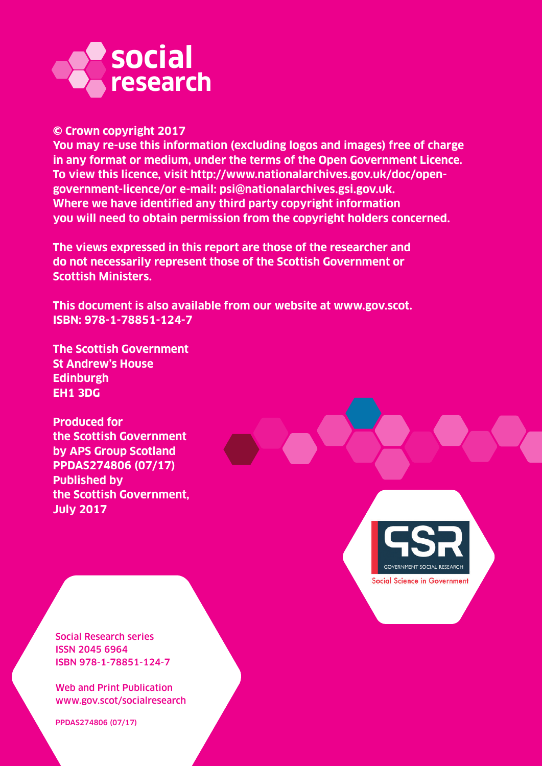social research

**© Crown copyright 2017**
**You may re-use this information (excluding logos and images) free of charge in any format or medium, under the terms of the Open Government Licence. To view this licence, visit http://www.nationalarchives.gov.uk/doc/open-government-licence/or e-mail: psi@nationalarchives.gsi.gov.uk. Where we have identified any third party copyright information you will need to obtain permission from the copyright holders concerned.**

**The views expressed in this report are those of the researcher and do not necessarily represent those of the Scottish Government or Scottish Ministers.**

**This document is also available from our website at www.gov.scot.**
**ISBN: 978-1-78851-124-7**

**The Scottish Government**
**St Andrew's House**
**Edinburgh**
**EH1 3DG**

**Produced for the Scottish Government by APS Group Scotland**
**PPDAS274806 (07/17)**
**Published by the Scottish Government, July 2017**

GSR
GOVERNMENT SOCIAL RESEARCH
Social Science in Government

Social Research series
ISSN 2045 6964
ISBN 978-1-78851-124-7

Web and Print Publication
www.gov.scot/socialresearch

PPDAS274806 (07/17)